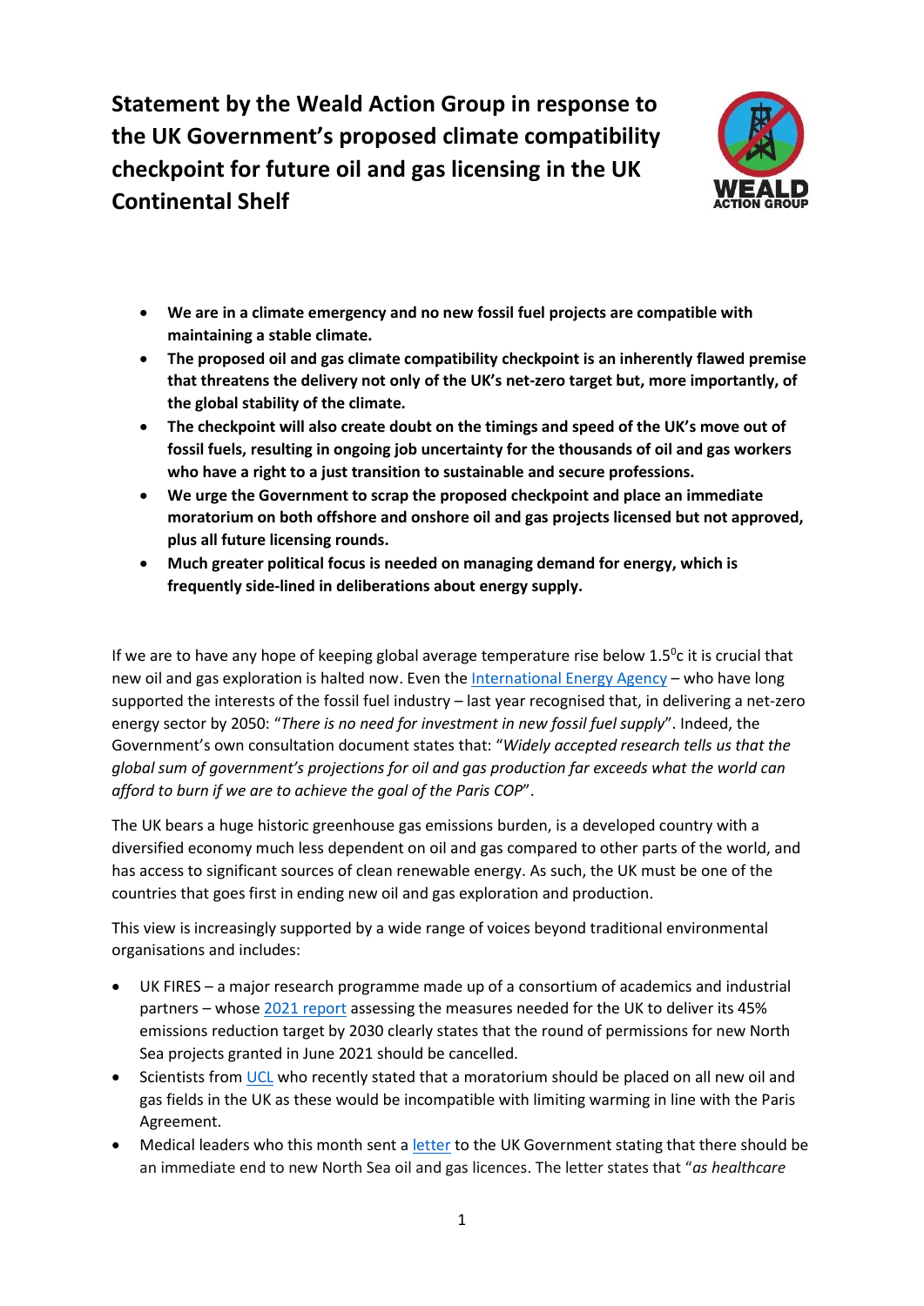# Statement by the Weald Action Group in response to the UK Government's proposed climate compatibility checkpoint for future oil and gas licensing in the UK Continental Shelf

- **We are in a climate emergency and no new fossil fuel projects are compatible with maintaining a stable climate.**
- **The proposed oil and gas climate compatibility checkpoint is an inherently flawed premise that threatens the delivery not only of the UK's net-zero target but, more importantly, of the global stability of the climate.**
- **The checkpoint will also create doubt on the timings and speed of the UK's move out of fossil fuels, resulting in ongoing job uncertainty for the thousands of oil and gas workers who have a right to a just transition to sustainable and secure professions.**
- **We urge the Government to scrap the proposed checkpoint and place an immediate moratorium on both offshore and onshore oil and gas projects licensed but not approved, plus all future licensing rounds.**
- **Much greater political focus is needed on managing demand for energy, which is frequently side-lined in deliberations about energy supply.**

If we are to have any hope of keeping global average temperature rise below 1.5$^{0}$c it is crucial that new oil and gas exploration is halted now. Even the International Energy Agency – who have long supported the interests of the fossil fuel industry – last year recognised that, in delivering a net-zero energy sector by 2050: "*There is no need for investment in new fossil fuel supply*". Indeed, the Government's own consultation document states that: "*Widely accepted research tells us that the global sum of government's projections for oil and gas production far exceeds what the world can afford to burn if we are to achieve the goal of the Paris COP*".

The UK bears a huge historic greenhouse gas emissions burden, is a developed country with a diversified economy much less dependent on oil and gas compared to other parts of the world, and has access to significant sources of clean renewable energy. As such, the UK must be one of the countries that goes first in ending new oil and gas exploration and production.

This view is increasingly supported by a wide range of voices beyond traditional environmental organisations and includes:

- UK FIRES – a major research programme made up of a consortium of academics and industrial partners – whose 2021 report assessing the measures needed for the UK to deliver its 45% emissions reduction target by 2030 clearly states that the round of permissions for new North Sea projects granted in June 2021 should be cancelled.
- Scientists from UCL who recently stated that a moratorium should be placed on all new oil and gas fields in the UK as these would be incompatible with limiting warming in line with the Paris Agreement.
- Medical leaders who this month sent a letter to the UK Government stating that there should be an immediate end to new North Sea oil and gas licences. The letter states that "*as healthcare*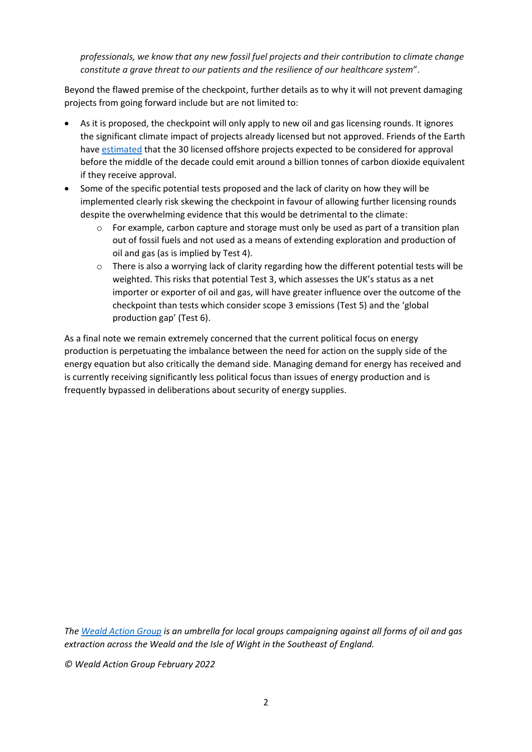*professionals, we know that any new fossil fuel projects and their contribution to climate change constitute a grave threat to our patients and the resilience of our healthcare system*".

Beyond the flawed premise of the checkpoint, further details as to why it will not prevent damaging projects from going forward include but are not limited to:

- As it is proposed, the checkpoint will only apply to new oil and gas licensing rounds. It ignores the significant climate impact of projects already licensed but not approved. Friends of the Earth have [estimated]() that the 30 licensed offshore projects expected to be considered for approval before the middle of the decade could emit around a billion tonnes of carbon dioxide equivalent if they receive approval.
- Some of the specific potential tests proposed and the lack of clarity on how they will be implemented clearly risk skewing the checkpoint in favour of allowing further licensing rounds despite the overwhelming evidence that this would be detrimental to the climate:
  - For example, carbon capture and storage must only be used as part of a transition plan out of fossil fuels and not used as a means of extending exploration and production of oil and gas (as is implied by Test 4).
  - There is also a worrying lack of clarity regarding how the different potential tests will be weighted. This risks that potential Test 3, which assesses the UK's status as a net importer or exporter of oil and gas, will have greater influence over the outcome of the checkpoint than tests which consider scope 3 emissions (Test 5) and the 'global production gap' (Test 6).

As a final note we remain extremely concerned that the current political focus on energy production is perpetuating the imbalance between the need for action on the supply side of the energy equation but also critically the demand side. Managing demand for energy has received and is currently receiving significantly less political focus than issues of energy production and is frequently bypassed in deliberations about security of energy supplies.

*The [Weald Action Group]() is an umbrella for local groups campaigning against all forms of oil and gas extraction across the Weald and the Isle of Wight in the Southeast of England.*

*© Weald Action Group February 2022*